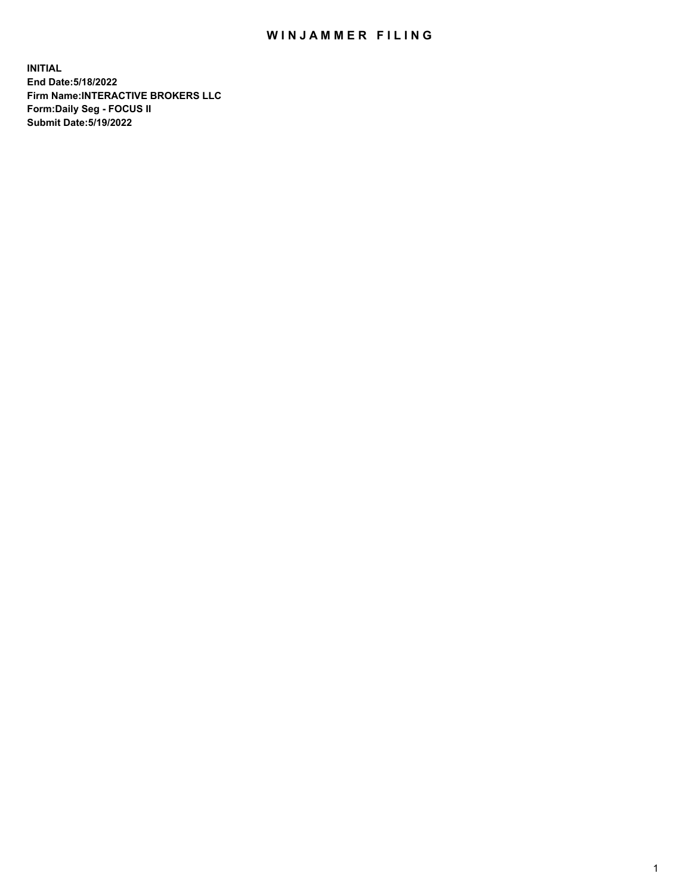# WINJAMMER FILING

**INITIAL**
**End Date:5/18/2022**
**Firm Name:INTERACTIVE BROKERS LLC**
**Form:Daily Seg - FOCUS II**
**Submit Date:5/19/2022**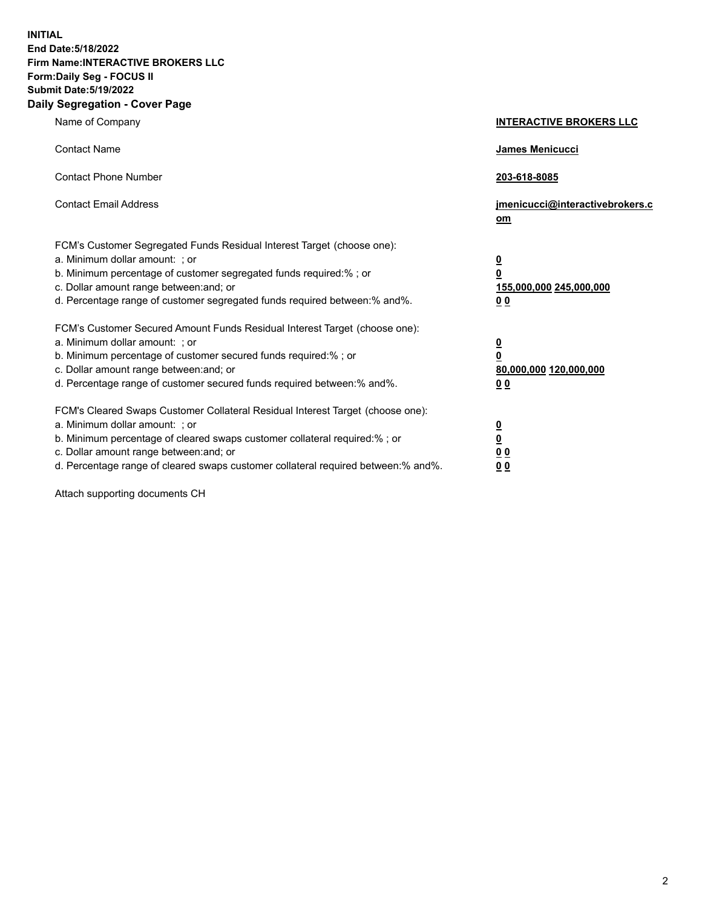**INITIAL**
**End Date:5/18/2022**
**Firm Name:INTERACTIVE BROKERS LLC**
**Form:Daily Seg - FOCUS II**
**Submit Date:5/19/2022**

## Daily Segregation - Cover Page

| | |
|---|---|
| Name of Company | **INTERACTIVE BROKERS LLC** |
| Contact Name | **James Menicucci** |
| Contact Phone Number | **203-618-8085** |
| Contact Email Address | **jmenicucci@interactivebrokers.com** |

FCM's Customer Segregated Funds Residual Interest Target (choose one):

| | |
|---|---|
| a. Minimum dollar amount: ; or | **0** |
| b. Minimum percentage of customer segregated funds required:% ; or | **0** |
| c. Dollar amount range between:and; or | **155,000,000** **245,000,000** |
| d. Percentage range of customer segregated funds required between:% and%. | **0** **0** |

FCM's Customer Secured Amount Funds Residual Interest Target (choose one):

| | |
|---|---|
| a. Minimum dollar amount: ; or | **0** |
| b. Minimum percentage of customer secured funds required:% ; or | **0** |
| c. Dollar amount range between:and; or | **80,000,000** **120,000,000** |
| d. Percentage range of customer secured funds required between:% and%. | **0** **0** |

FCM's Cleared Swaps Customer Collateral Residual Interest Target (choose one):

| | |
|---|---|
| a. Minimum dollar amount: ; or | **0** |
| b. Minimum percentage of cleared swaps customer collateral required:% ; or | **0** |
| c. Dollar amount range between:and; or | **0** **0** |
| d. Percentage range of cleared swaps customer collateral required between:% and%. | **0** **0** |

Attach supporting documents CH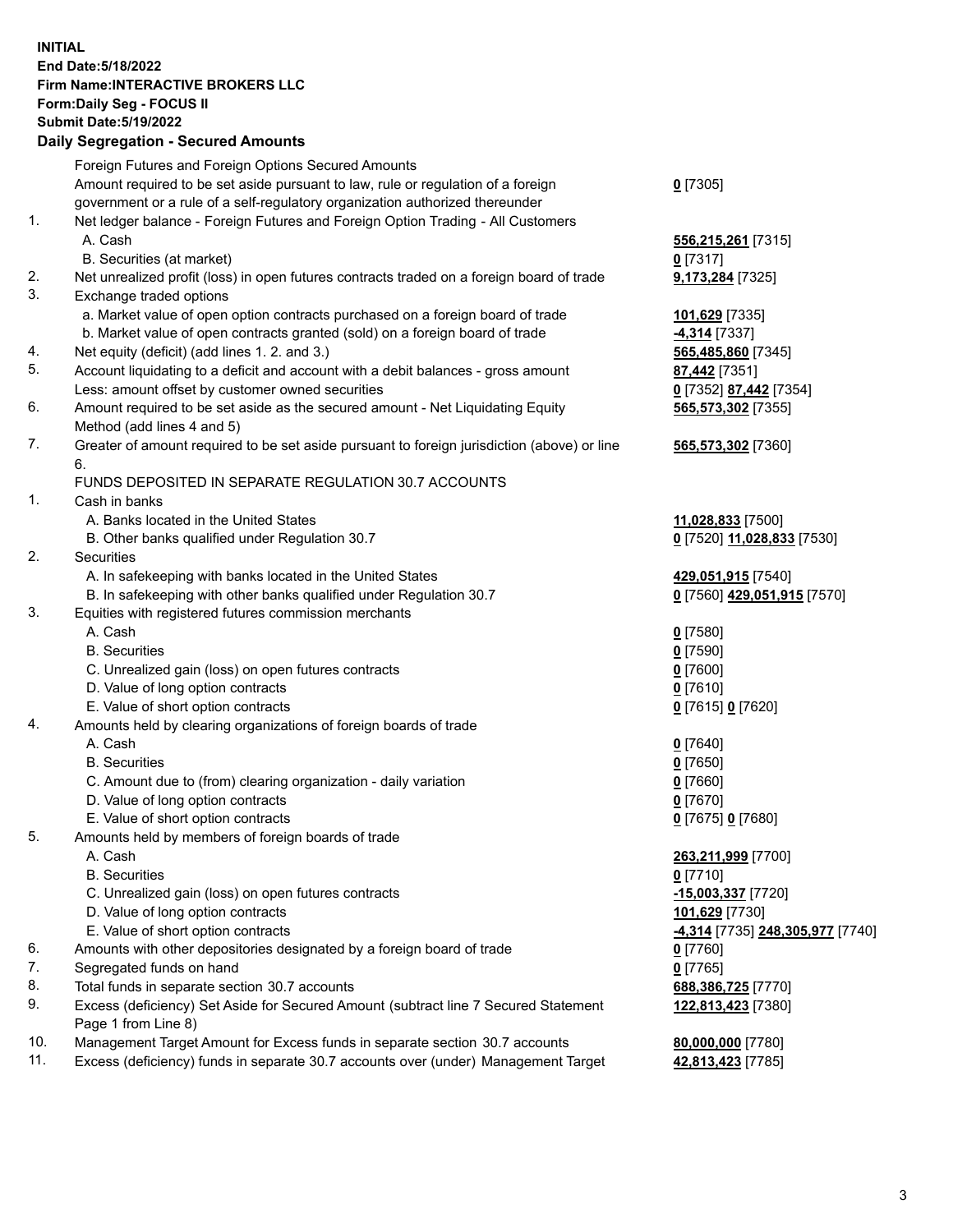**INITIAL**
**End Date:5/18/2022**
**Firm Name:INTERACTIVE BROKERS LLC**
**Form:Daily Seg - FOCUS II**
**Submit Date:5/19/2022**

**Daily Segregation - Secured Amounts**

| | | |
|---|---|---|
| | Foreign Futures and Foreign Options Secured Amounts | |
| | Amount required to be set aside pursuant to law, rule or regulation of a foreign government or a rule of a self-regulatory organization authorized thereunder | **0** [7305] |
| 1. | Net ledger balance - Foreign Futures and Foreign Option Trading - All Customers | |
| | A. Cash | **556,215,261** [7315] |
| | B. Securities (at market) | **0** [7317] |
| 2. | Net unrealized profit (loss) in open futures contracts traded on a foreign board of trade | **9,173,284** [7325] |
| 3. | Exchange traded options | |
| | a. Market value of open option contracts purchased on a foreign board of trade | **101,629** [7335] |
| | b. Market value of open contracts granted (sold) on a foreign board of trade | **-4,314** [7337] |
| 4. | Net equity (deficit) (add lines 1. 2. and 3.) | **565,485,860** [7345] |
| 5. | Account liquidating to a deficit and account with a debit balances - gross amount | **87,442** [7351] |
| | Less: amount offset by customer owned securities | **0** [7352] **87,442** [7354] |
| 6. | Amount required to be set aside as the secured amount - Net Liquidating Equity Method (add lines 4 and 5) | **565,573,302** [7355] |
| 7. | Greater of amount required to be set aside pursuant to foreign jurisdiction (above) or line 6. | **565,573,302** [7360] |
| | FUNDS DEPOSITED IN SEPARATE REGULATION 30.7 ACCOUNTS | |
| 1. | Cash in banks | |
| | A. Banks located in the United States | **11,028,833** [7500] |
| | B. Other banks qualified under Regulation 30.7 | **0** [7520] **11,028,833** [7530] |
| 2. | Securities | |
| | A. In safekeeping with banks located in the United States | **429,051,915** [7540] |
| | B. In safekeeping with other banks qualified under Regulation 30.7 | **0** [7560] **429,051,915** [7570] |
| 3. | Equities with registered futures commission merchants | |
| | A. Cash | **0** [7580] |
| | B. Securities | **0** [7590] |
| | C. Unrealized gain (loss) on open futures contracts | **0** [7600] |
| | D. Value of long option contracts | **0** [7610] |
| | E. Value of short option contracts | **0** [7615] **0** [7620] |
| 4. | Amounts held by clearing organizations of foreign boards of trade | |
| | A. Cash | **0** [7640] |
| | B. Securities | **0** [7650] |
| | C. Amount due to (from) clearing organization - daily variation | **0** [7660] |
| | D. Value of long option contracts | **0** [7670] |
| | E. Value of short option contracts | **0** [7675] **0** [7680] |
| 5. | Amounts held by members of foreign boards of trade | |
| | A. Cash | **263,211,999** [7700] |
| | B. Securities | **0** [7710] |
| | C. Unrealized gain (loss) on open futures contracts | **-15,003,337** [7720] |
| | D. Value of long option contracts | **101,629** [7730] |
| | E. Value of short option contracts | **-4,314** [7735] **248,305,977** [7740] |
| 6. | Amounts with other depositories designated by a foreign board of trade | **0** [7760] |
| 7. | Segregated funds on hand | **0** [7765] |
| 8. | Total funds in separate section 30.7 accounts | **688,386,725** [7770] |
| 9. | Excess (deficiency) Set Aside for Secured Amount (subtract line 7 Secured Statement Page 1 from Line 8) | **122,813,423** [7380] |
| 10. | Management Target Amount for Excess funds in separate section 30.7 accounts | **80,000,000** [7780] |
| 11. | Excess (deficiency) funds in separate 30.7 accounts over (under) Management Target | **42,813,423** [7785] |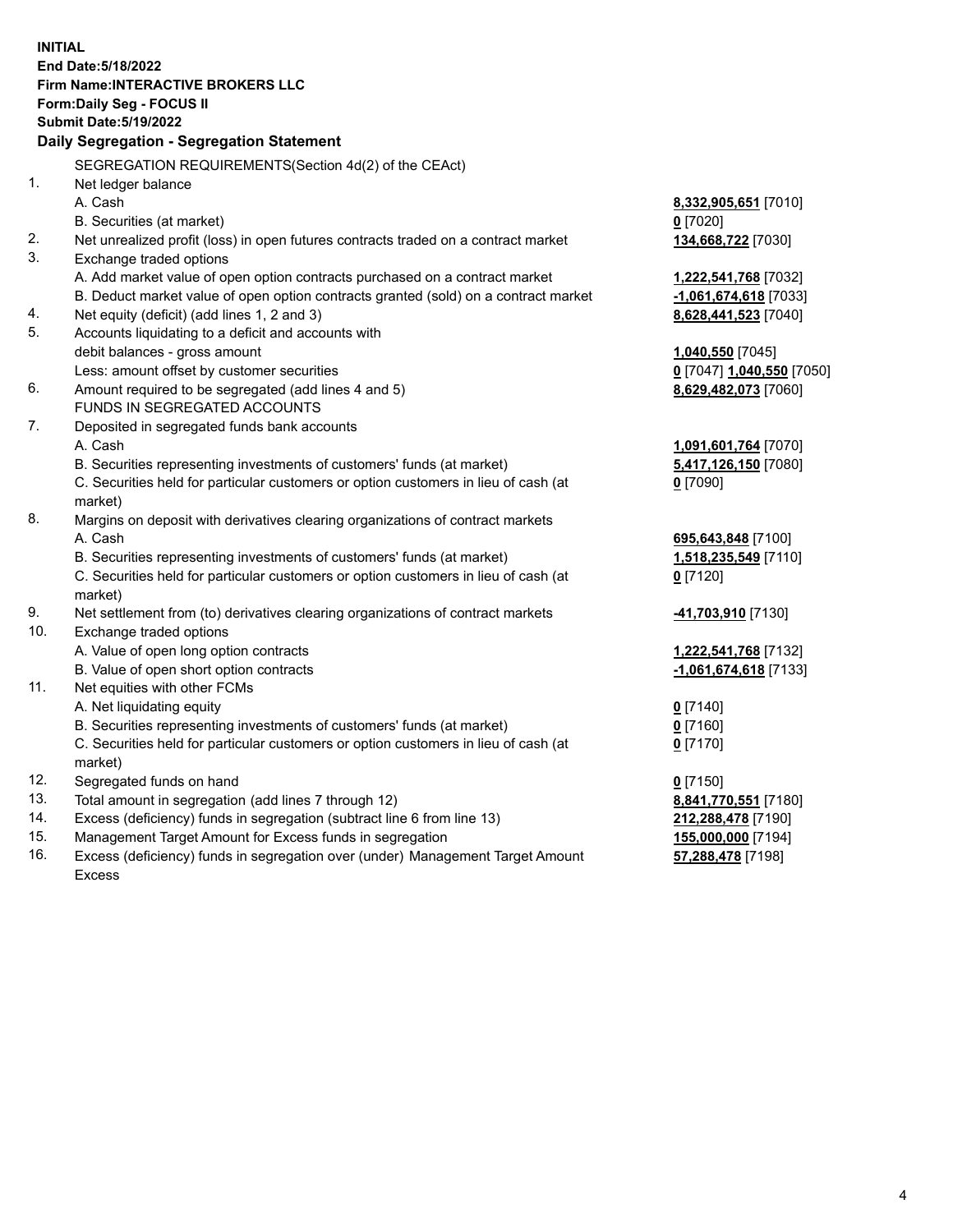**INITIAL**
**End Date:5/18/2022**
**Firm Name:INTERACTIVE BROKERS LLC**
**Form:Daily Seg - FOCUS II**
**Submit Date:5/19/2022**

### Daily Segregation - Segregation Statement

SEGREGATION REQUIREMENTS(Section 4d(2) of the CEAct)

| | | |
|---|---|---|
| 1. | Net ledger balance | |
| | A. Cash | **8,332,905,651** [7010] |
| | B. Securities (at market) | **0** [7020] |
| 2. | Net unrealized profit (loss) in open futures contracts traded on a contract market | **134,668,722** [7030] |
| 3. | Exchange traded options | |
| | A. Add market value of open option contracts purchased on a contract market | **1,222,541,768** [7032] |
| | B. Deduct market value of open option contracts granted (sold) on a contract market | **-1,061,674,618** [7033] |
| 4. | Net equity (deficit) (add lines 1, 2 and 3) | **8,628,441,523** [7040] |
| 5. | Accounts liquidating to a deficit and accounts with debit balances - gross amount | **1,040,550** [7045] |
| | Less: amount offset by customer securities | **0** [7047] **1,040,550** [7050] |
| 6. | Amount required to be segregated (add lines 4 and 5) | **8,629,482,073** [7060] |
| | FUNDS IN SEGREGATED ACCOUNTS | |
| 7. | Deposited in segregated funds bank accounts | |
| | A. Cash | **1,091,601,764** [7070] |
| | B. Securities representing investments of customers' funds (at market) | **5,417,126,150** [7080] |
| | C. Securities held for particular customers or option customers in lieu of cash (at market) | **0** [7090] |
| 8. | Margins on deposit with derivatives clearing organizations of contract markets | |
| | A. Cash | **695,643,848** [7100] |
| | B. Securities representing investments of customers' funds (at market) | **1,518,235,549** [7110] |
| | C. Securities held for particular customers or option customers in lieu of cash (at market) | **0** [7120] |
| 9. | Net settlement from (to) derivatives clearing organizations of contract markets | **-41,703,910** [7130] |
| 10. | Exchange traded options | |
| | A. Value of open long option contracts | **1,222,541,768** [7132] |
| | B. Value of open short option contracts | **-1,061,674,618** [7133] |
| 11. | Net equities with other FCMs | |
| | A. Net liquidating equity | **0** [7140] |
| | B. Securities representing investments of customers' funds (at market) | **0** [7160] |
| | C. Securities held for particular customers or option customers in lieu of cash (at market) | **0** [7170] |
| 12. | Segregated funds on hand | **0** [7150] |
| 13. | Total amount in segregation (add lines 7 through 12) | **8,841,770,551** [7180] |
| 14. | Excess (deficiency) funds in segregation (subtract line 6 from line 13) | **212,288,478** [7190] |
| 15. | Management Target Amount for Excess funds in segregation | **155,000,000** [7194] |
| 16. | Excess (deficiency) funds in segregation over (under) Management Target Amount Excess | **57,288,478** [7198] |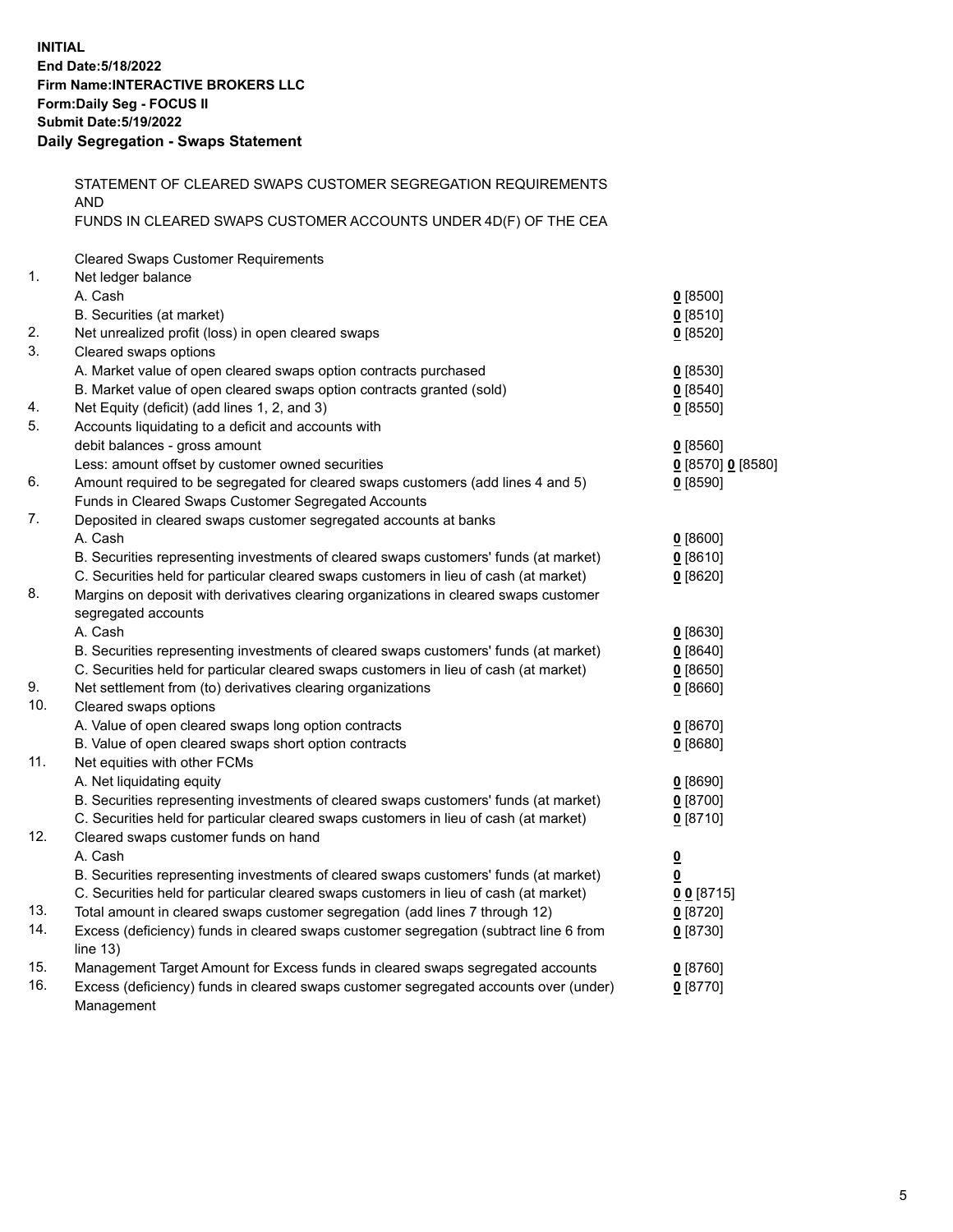**INITIAL**
**End Date:5/18/2022**
**Firm Name:INTERACTIVE BROKERS LLC**
**Form:Daily Seg - FOCUS II**
**Submit Date:5/19/2022**
**Daily Segregation - Swaps Statement**

STATEMENT OF CLEARED SWAPS CUSTOMER SEGREGATION REQUIREMENTS AND FUNDS IN CLEARED SWAPS CUSTOMER ACCOUNTS UNDER 4D(F) OF THE CEA

| | | |
|---|---|---|
| | Cleared Swaps Customer Requirements | |
| 1. | Net ledger balance | |
| | A. Cash | 0 [8500] |
| | B. Securities (at market) | 0 [8510] |
| 2. | Net unrealized profit (loss) in open cleared swaps | 0 [8520] |
| 3. | Cleared swaps options | |
| | A. Market value of open cleared swaps option contracts purchased | 0 [8530] |
| | B. Market value of open cleared swaps option contracts granted (sold) | 0 [8540] |
| 4. | Net Equity (deficit) (add lines 1, 2, and 3) | 0 [8550] |
| 5. | Accounts liquidating to a deficit and accounts with debit balances - gross amount | 0 [8560] |
| | Less: amount offset by customer owned securities | 0 [8570] 0 [8580] |
| 6. | Amount required to be segregated for cleared swaps customers (add lines 4 and 5) | 0 [8590] |
| | Funds in Cleared Swaps Customer Segregated Accounts | |
| 7. | Deposited in cleared swaps customer segregated accounts at banks | |
| | A. Cash | 0 [8600] |
| | B. Securities representing investments of cleared swaps customers' funds (at market) | 0 [8610] |
| | C. Securities held for particular cleared swaps customers in lieu of cash (at market) | 0 [8620] |
| 8. | Margins on deposit with derivatives clearing organizations in cleared swaps customer segregated accounts | |
| | A. Cash | 0 [8630] |
| | B. Securities representing investments of cleared swaps customers' funds (at market) | 0 [8640] |
| | C. Securities held for particular cleared swaps customers in lieu of cash (at market) | 0 [8650] |
| 9. | Net settlement from (to) derivatives clearing organizations | 0 [8660] |
| 10. | Cleared swaps options | |
| | A. Value of open cleared swaps long option contracts | 0 [8670] |
| | B. Value of open cleared swaps short option contracts | 0 [8680] |
| 11. | Net equities with other FCMs | |
| | A. Net liquidating equity | 0 [8690] |
| | B. Securities representing investments of cleared swaps customers' funds (at market) | 0 [8700] |
| | C. Securities held for particular cleared swaps customers in lieu of cash (at market) | 0 [8710] |
| 12. | Cleared swaps customer funds on hand | |
| | A. Cash | 0 |
| | B. Securities representing investments of cleared swaps customers' funds (at market) | 0 |
| | C. Securities held for particular cleared swaps customers in lieu of cash (at market) | 0 0 [8715] |
| 13. | Total amount in cleared swaps customer segregation (add lines 7 through 12) | 0 [8720] |
| 14. | Excess (deficiency) funds in cleared swaps customer segregation (subtract line 6 from line 13) | 0 [8730] |
| 15. | Management Target Amount for Excess funds in cleared swaps segregated accounts | 0 [8760] |
| 16. | Excess (deficiency) funds in cleared swaps customer segregated accounts over (under) Management | 0 [8770] |